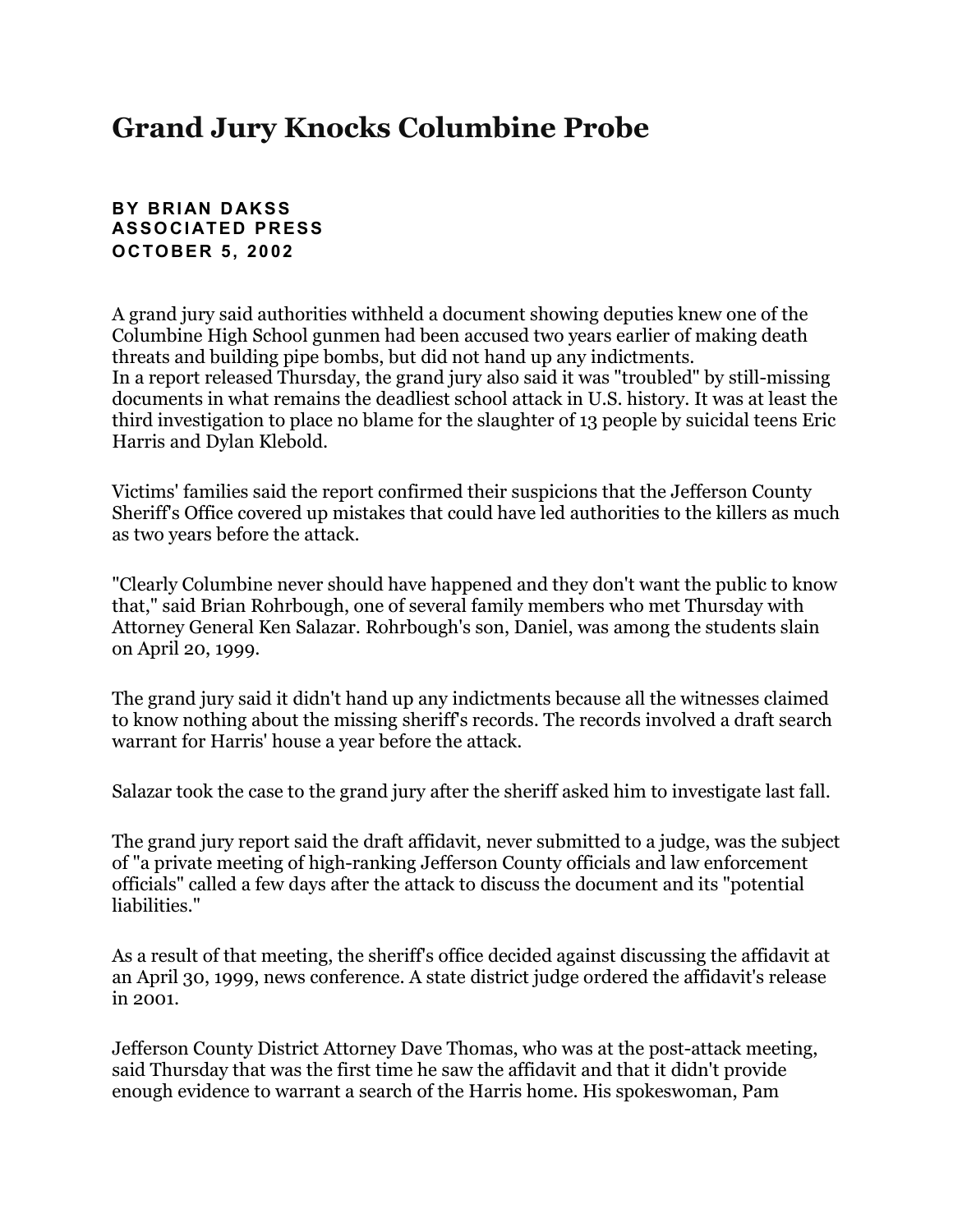# Grand Jury Knocks Columbine Probe

**BY BRIAN DAKSS**
**ASSOCIATED PRESS**
**OCTOBER 5, 2002**

A grand jury said authorities withheld a document showing deputies knew one of the Columbine High School gunmen had been accused two years earlier of making death threats and building pipe bombs, but did not hand up any indictments.
In a report released Thursday, the grand jury also said it was "troubled" by still-missing documents in what remains the deadliest school attack in U.S. history. It was at least the third investigation to place no blame for the slaughter of 13 people by suicidal teens Eric Harris and Dylan Klebold.

Victims' families said the report confirmed their suspicions that the Jefferson County Sheriff's Office covered up mistakes that could have led authorities to the killers as much as two years before the attack.

"Clearly Columbine never should have happened and they don't want the public to know that," said Brian Rohrbough, one of several family members who met Thursday with Attorney General Ken Salazar. Rohrbough's son, Daniel, was among the students slain on April 20, 1999.

The grand jury said it didn't hand up any indictments because all the witnesses claimed to know nothing about the missing sheriff's records. The records involved a draft search warrant for Harris' house a year before the attack.

Salazar took the case to the grand jury after the sheriff asked him to investigate last fall.

The grand jury report said the draft affidavit, never submitted to a judge, was the subject of "a private meeting of high-ranking Jefferson County officials and law enforcement officials" called a few days after the attack to discuss the document and its "potential liabilities."

As a result of that meeting, the sheriff's office decided against discussing the affidavit at an April 30, 1999, news conference. A state district judge ordered the affidavit's release in 2001.

Jefferson County District Attorney Dave Thomas, who was at the post-attack meeting, said Thursday that was the first time he saw the affidavit and that it didn't provide enough evidence to warrant a search of the Harris home. His spokeswoman, Pam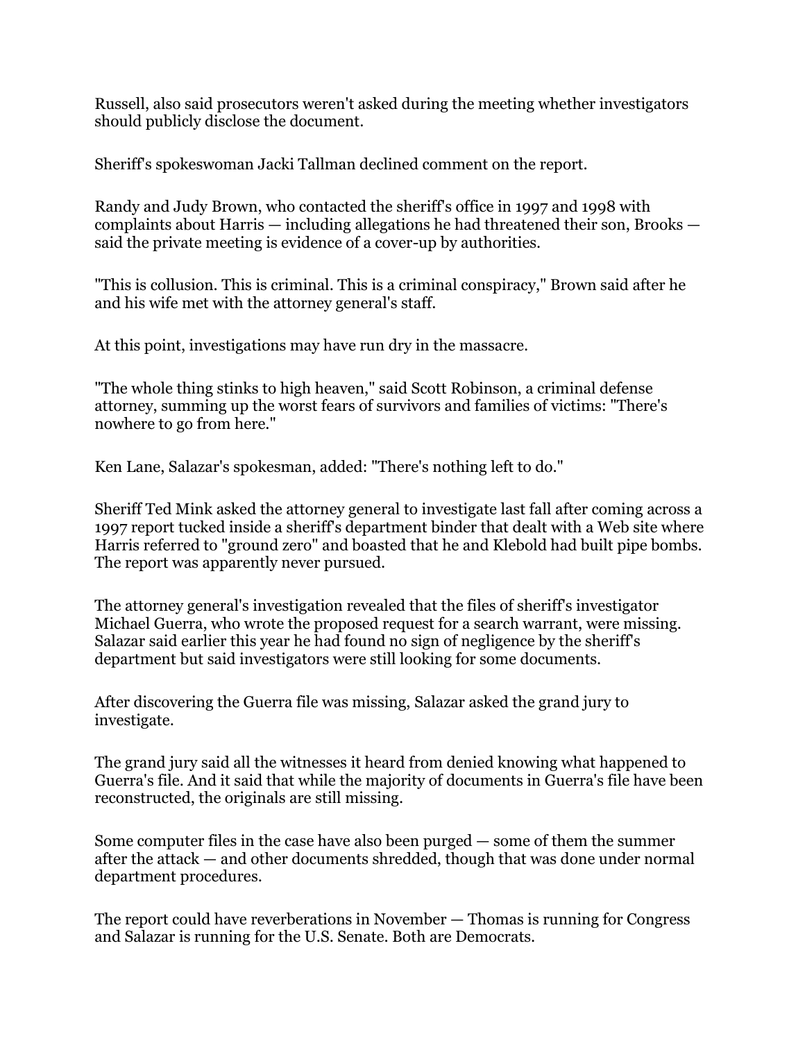Russell, also said prosecutors weren't asked during the meeting whether investigators should publicly disclose the document.

Sheriff's spokeswoman Jacki Tallman declined comment on the report.

Randy and Judy Brown, who contacted the sheriff's office in 1997 and 1998 with complaints about Harris — including allegations he had threatened their son, Brooks — said the private meeting is evidence of a cover-up by authorities.

"This is collusion. This is criminal. This is a criminal conspiracy," Brown said after he and his wife met with the attorney general's staff.

At this point, investigations may have run dry in the massacre.

"The whole thing stinks to high heaven," said Scott Robinson, a criminal defense attorney, summing up the worst fears of survivors and families of victims: "There's nowhere to go from here."

Ken Lane, Salazar's spokesman, added: "There's nothing left to do."

Sheriff Ted Mink asked the attorney general to investigate last fall after coming across a 1997 report tucked inside a sheriff's department binder that dealt with a Web site where Harris referred to "ground zero" and boasted that he and Klebold had built pipe bombs. The report was apparently never pursued.

The attorney general's investigation revealed that the files of sheriff's investigator Michael Guerra, who wrote the proposed request for a search warrant, were missing. Salazar said earlier this year he had found no sign of negligence by the sheriff's department but said investigators were still looking for some documents.

After discovering the Guerra file was missing, Salazar asked the grand jury to investigate.

The grand jury said all the witnesses it heard from denied knowing what happened to Guerra's file. And it said that while the majority of documents in Guerra's file have been reconstructed, the originals are still missing.

Some computer files in the case have also been purged — some of them the summer after the attack — and other documents shredded, though that was done under normal department procedures.

The report could have reverberations in November — Thomas is running for Congress and Salazar is running for the U.S. Senate. Both are Democrats.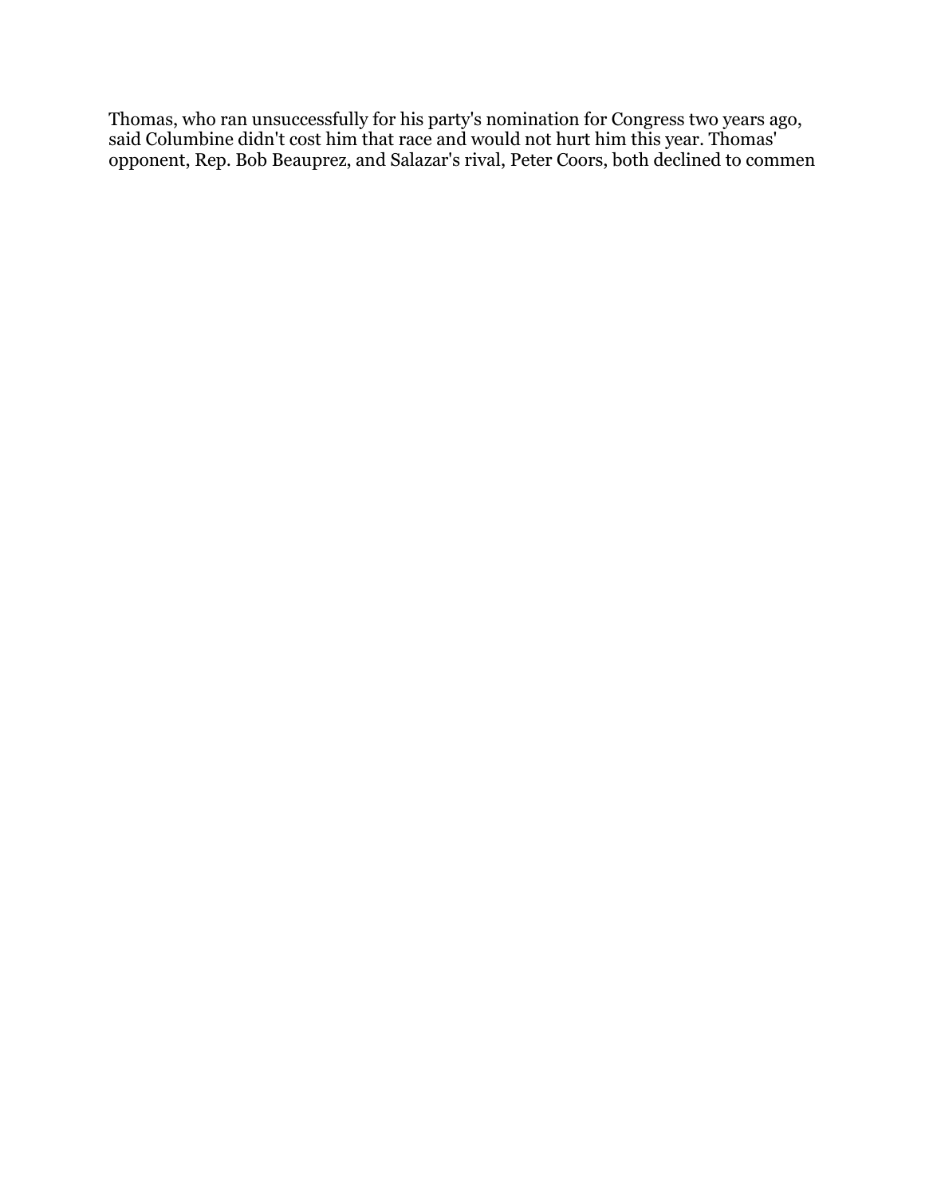Thomas, who ran unsuccessfully for his party's nomination for Congress two years ago, said Columbine didn't cost him that race and would not hurt him this year. Thomas' opponent, Rep. Bob Beauprez, and Salazar's rival, Peter Coors, both declined to commen